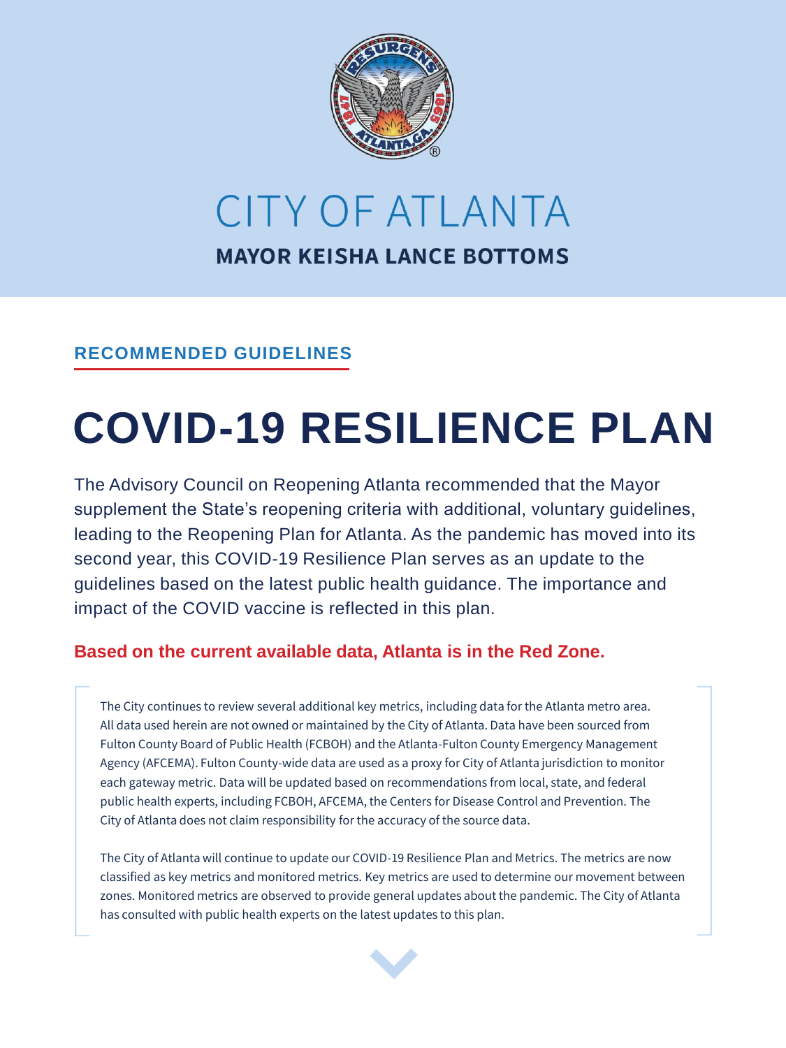# CITY OF ATLANTA

**MAYOR KEISHA LANCE BOTTOMS**

**RECOMMENDED GUIDELINES**

# COVID-19 RESILIENCE PLAN

The Advisory Council on Reopening Atlanta recommended that the Mayor supplement the State's reopening criteria with additional, voluntary guidelines, leading to the Reopening Plan for Atlanta. As the pandemic has moved into its second year, this COVID-19 Resilience Plan serves as an update to the guidelines based on the latest public health guidance. The importance and impact of the COVID vaccine is reflected in this plan.

**Based on the current available data, Atlanta is in the Red Zone.**

The City continues to review several additional key metrics, including data for the Atlanta metro area. All data used herein are not owned or maintained by the City of Atlanta. Data have been sourced from Fulton County Board of Public Health (FCBOH) and the Atlanta-Fulton County Emergency Management Agency (AFCEMA). Fulton County-wide data are used as a proxy for City of Atlanta jurisdiction to monitor each gateway metric. Data will be updated based on recommendations from local, state, and federal public health experts, including FCBOH, AFCEMA, the Centers for Disease Control and Prevention. The City of Atlanta does not claim responsibility for the accuracy of the source data.

The City of Atlanta will continue to update our COVID-19 Resilience Plan and Metrics. The metrics are now classified as key metrics and monitored metrics. Key metrics are used to determine our movement between zones. Monitored metrics are observed to provide general updates about the pandemic. The City of Atlanta has consulted with public health experts on the latest updates to this plan.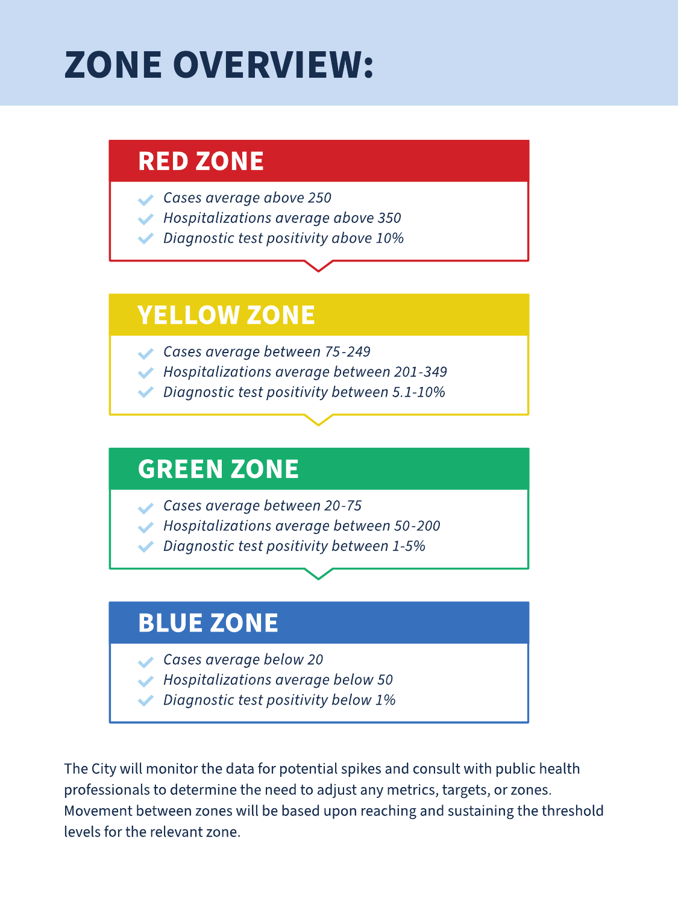# ZONE OVERVIEW:

## RED ZONE

- *Cases average above 250*
- *Hospitalizations average above 350*
- *Diagnostic test positivity above 10%*

## YELLOW ZONE

- *Cases average between 75-249*
- *Hospitalizations average between 201-349*
- *Diagnostic test positivity between 5.1-10%*

## GREEN ZONE

- *Cases average between 20-75*
- *Hospitalizations average between 50-200*
- *Diagnostic test positivity between 1-5%*

## BLUE ZONE

- *Cases average below 20*
- *Hospitalizations average below 50*
- *Diagnostic test positivity below 1%*

The City will monitor the data for potential spikes and consult with public health professionals to determine the need to adjust any metrics, targets, or zones. Movement between zones will be based upon reaching and sustaining the threshold levels for the relevant zone.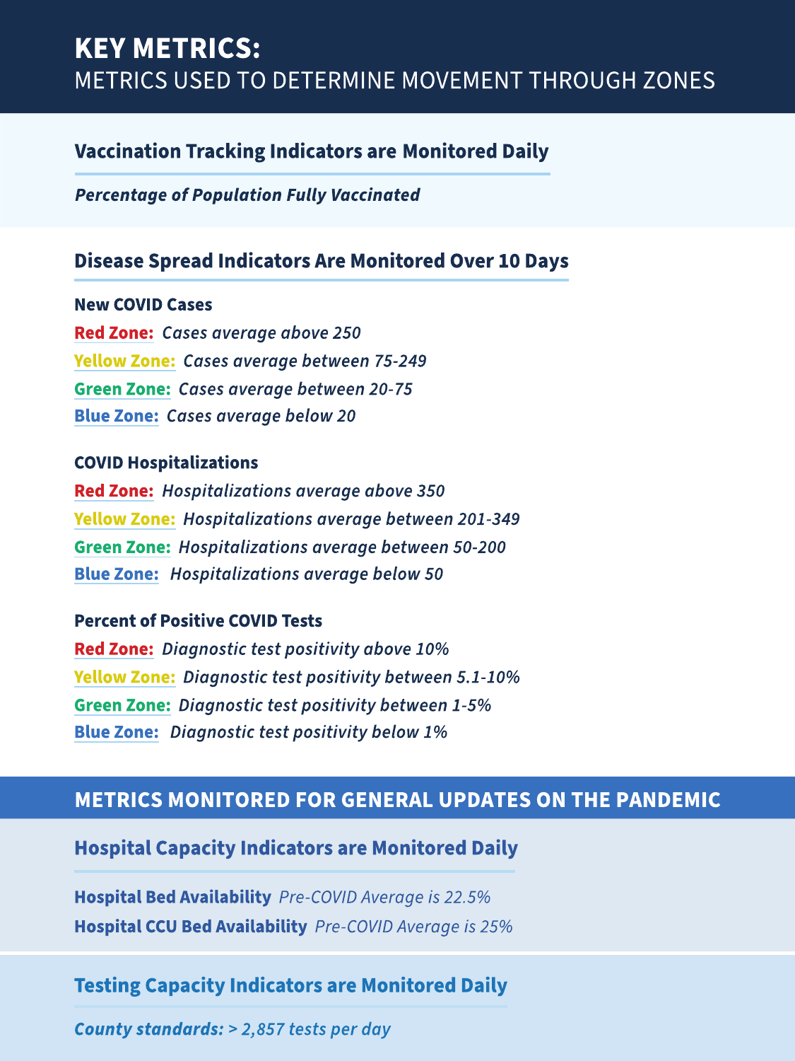# KEY METRICS:

METRICS USED TO DETERMINE MOVEMENT THROUGH ZONES

## Vaccination Tracking Indicators are Monitored Daily

***Percentage of Population Fully Vaccinated***

## Disease Spread Indicators Are Monitored Over 10 Days

**New COVID Cases**

**Red Zone:** *Cases average above 250*
**Yellow Zone:** *Cases average between 75-249*
**Green Zone:** *Cases average between 20-75*
**Blue Zone:** *Cases average below 20*

**COVID Hospitalizations**

**Red Zone:** *Hospitalizations average above 350*
**Yellow Zone:** *Hospitalizations average between 201-349*
**Green Zone:** *Hospitalizations average between 50-200*
**Blue Zone:** *Hospitalizations average below 50*

**Percent of Positive COVID Tests**

**Red Zone:** *Diagnostic test positivity above 10%*
**Yellow Zone:** *Diagnostic test positivity between 5.1-10%*
**Green Zone:** *Diagnostic test positivity between 1-5%*
**Blue Zone:** *Diagnostic test positivity below 1%*

# METRICS MONITORED FOR GENERAL UPDATES ON THE PANDEMIC

## Hospital Capacity Indicators are Monitored Daily

**Hospital Bed Availability** *Pre-COVID Average is 22.5%*
**Hospital CCU Bed Availability** *Pre-COVID Average is 25%*

## Testing Capacity Indicators are Monitored Daily

***County standards:** > 2,857 tests per day*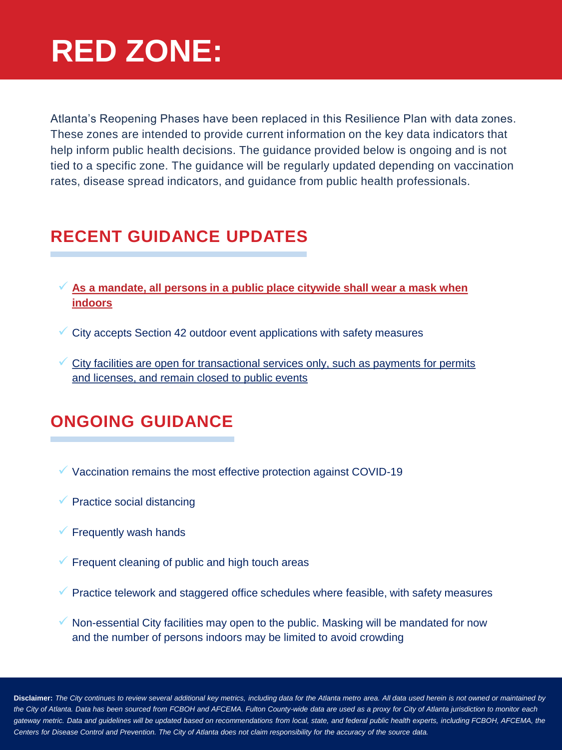# RED ZONE:

Atlanta's Reopening Phases have been replaced in this Resilience Plan with data zones. These zones are intended to provide current information on the key data indicators that help inform public health decisions. The guidance provided below is ongoing and is not tied to a specific zone. The guidance will be regularly updated depending on vaccination rates, disease spread indicators, and guidance from public health professionals.

## RECENT GUIDANCE UPDATES

- ✓ **As a mandate, all persons in a public place citywide shall wear a mask when indoors**
- ✓ City accepts Section 42 outdoor event applications with safety measures
- ✓ City facilities are open for transactional services only, such as payments for permits and licenses, and remain closed to public events

## ONGOING GUIDANCE

- ✓ Vaccination remains the most effective protection against COVID-19
- ✓ Practice social distancing
- ✓ Frequently wash hands
- ✓ Frequent cleaning of public and high touch areas
- ✓ Practice telework and staggered office schedules where feasible, with safety measures
- ✓ Non-essential City facilities may open to the public. Masking will be mandated for now and the number of persons indoors may be limited to avoid crowding

**Disclaimer:** *The City continues to review several additional key metrics, including data for the Atlanta metro area. All data used herein is not owned or maintained by the City of Atlanta. Data has been sourced from FCBOH and AFCEMA. Fulton County-wide data are used as a proxy for City of Atlanta jurisdiction to monitor each gateway metric. Data and guidelines will be updated based on recommendations from local, state, and federal public health experts, including FCBOH, AFCEMA, the Centers for Disease Control and Prevention. The City of Atlanta does not claim responsibility for the accuracy of the source data.*